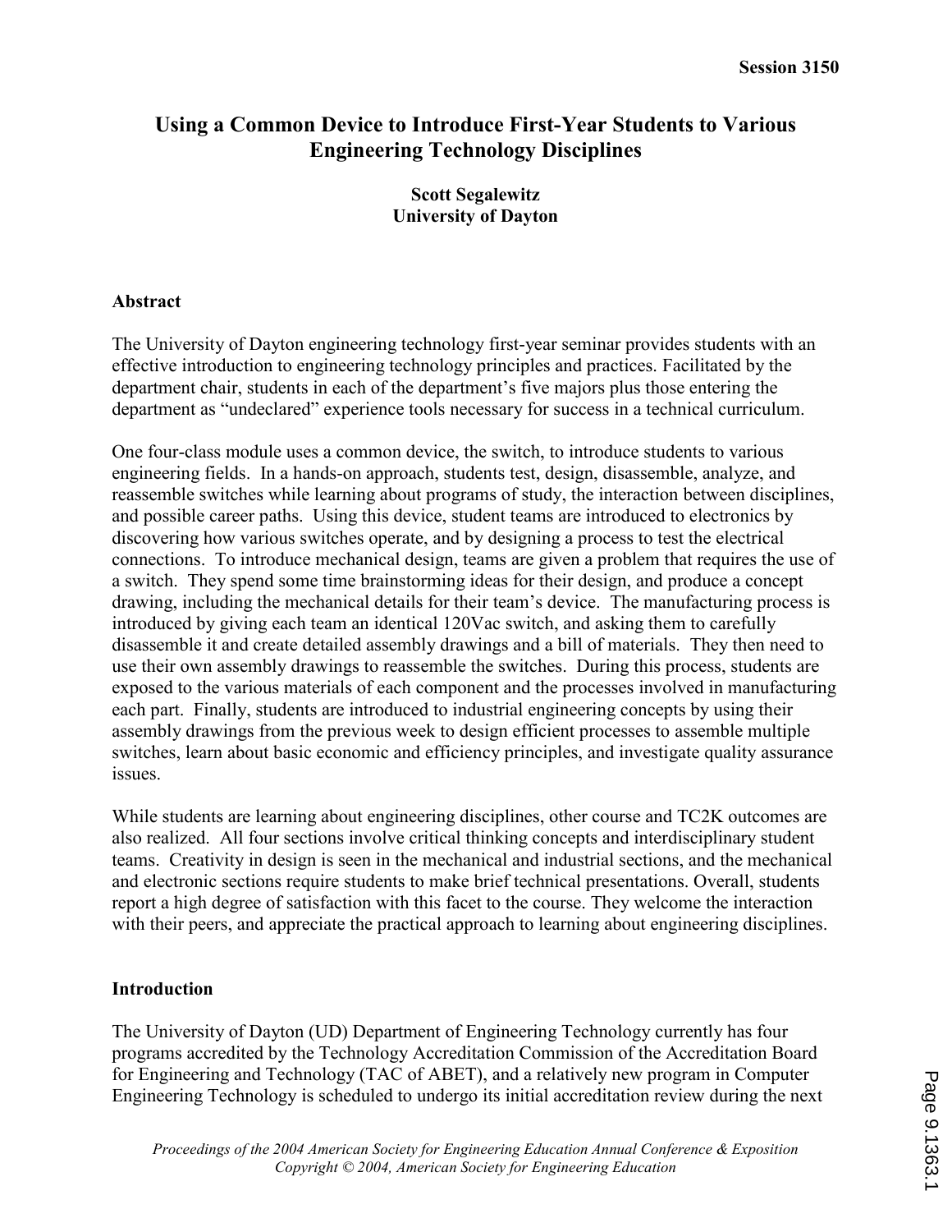# Using a Common Device to Introduce First-Year Students to Various Engineering Technology Disciplines

**Scott Segalewitz**
**University of Dayton**

## Abstract

The University of Dayton engineering technology first-year seminar provides students with an effective introduction to engineering technology principles and practices. Facilitated by the department chair, students in each of the department's five majors plus those entering the department as "undeclared" experience tools necessary for success in a technical curriculum.

One four-class module uses a common device, the switch, to introduce students to various engineering fields. In a hands-on approach, students test, design, disassemble, analyze, and reassemble switches while learning about programs of study, the interaction between disciplines, and possible career paths. Using this device, student teams are introduced to electronics by discovering how various switches operate, and by designing a process to test the electrical connections. To introduce mechanical design, teams are given a problem that requires the use of a switch. They spend some time brainstorming ideas for their design, and produce a concept drawing, including the mechanical details for their team's device. The manufacturing process is introduced by giving each team an identical 120Vac switch, and asking them to carefully disassemble it and create detailed assembly drawings and a bill of materials. They then need to use their own assembly drawings to reassemble the switches. During this process, students are exposed to the various materials of each component and the processes involved in manufacturing each part. Finally, students are introduced to industrial engineering concepts by using their assembly drawings from the previous week to design efficient processes to assemble multiple switches, learn about basic economic and efficiency principles, and investigate quality assurance issues.

While students are learning about engineering disciplines, other course and TC2K outcomes are also realized. All four sections involve critical thinking concepts and interdisciplinary student teams. Creativity in design is seen in the mechanical and industrial sections, and the mechanical and electronic sections require students to make brief technical presentations. Overall, students report a high degree of satisfaction with this facet to the course. They welcome the interaction with their peers, and appreciate the practical approach to learning about engineering disciplines.

## Introduction

The University of Dayton (UD) Department of Engineering Technology currently has four programs accredited by the Technology Accreditation Commission of the Accreditation Board for Engineering and Technology (TAC of ABET), and a relatively new program in Computer Engineering Technology is scheduled to undergo its initial accreditation review during the next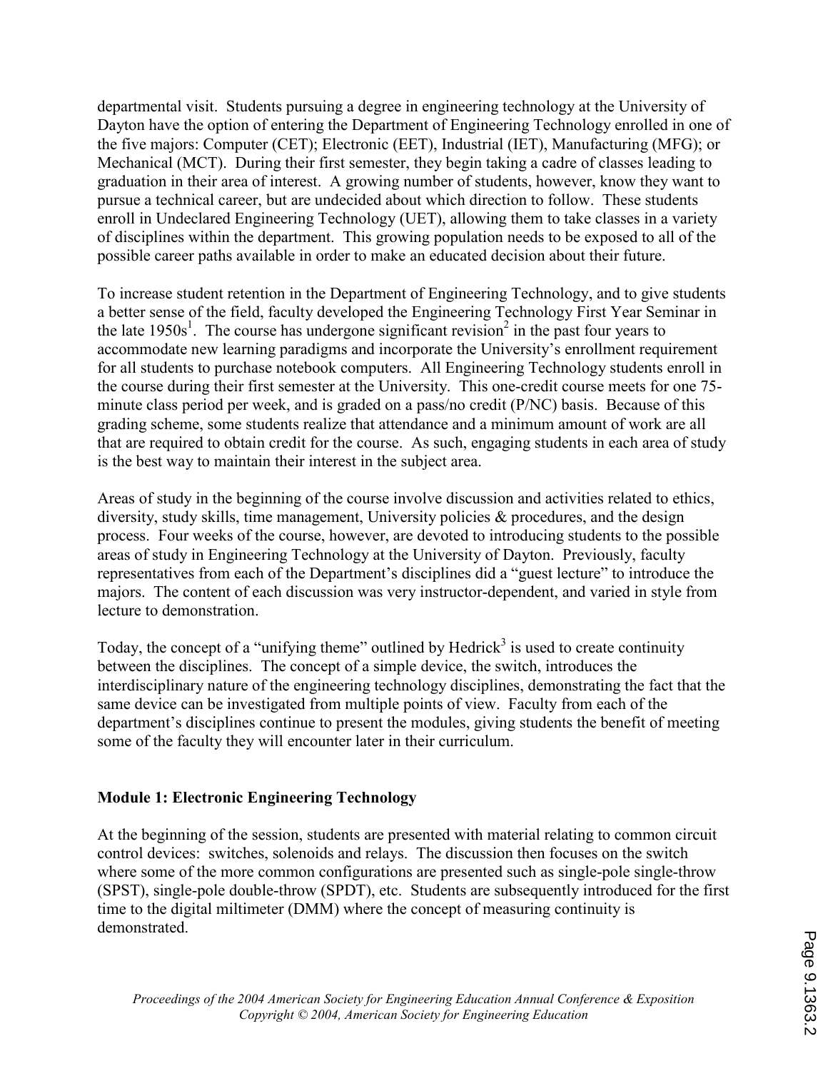departmental visit. Students pursuing a degree in engineering technology at the University of Dayton have the option of entering the Department of Engineering Technology enrolled in one of the five majors: Computer (CET); Electronic (EET), Industrial (IET), Manufacturing (MFG); or Mechanical (MCT). During their first semester, they begin taking a cadre of classes leading to graduation in their area of interest. A growing number of students, however, know they want to pursue a technical career, but are undecided about which direction to follow. These students enroll in Undeclared Engineering Technology (UET), allowing them to take classes in a variety of disciplines within the department. This growing population needs to be exposed to all of the possible career paths available in order to make an educated decision about their future.

To increase student retention in the Department of Engineering Technology, and to give students a better sense of the field, faculty developed the Engineering Technology First Year Seminar in the late 1950s[1]. The course has undergone significant revision[2] in the past four years to accommodate new learning paradigms and incorporate the University's enrollment requirement for all students to purchase notebook computers. All Engineering Technology students enroll in the course during their first semester at the University. This one-credit course meets for one 75-minute class period per week, and is graded on a pass/no credit (P/NC) basis. Because of this grading scheme, some students realize that attendance and a minimum amount of work are all that are required to obtain credit for the course. As such, engaging students in each area of study is the best way to maintain their interest in the subject area.

Areas of study in the beginning of the course involve discussion and activities related to ethics, diversity, study skills, time management, University policies & procedures, and the design process. Four weeks of the course, however, are devoted to introducing students to the possible areas of study in Engineering Technology at the University of Dayton. Previously, faculty representatives from each of the Department's disciplines did a "guest lecture" to introduce the majors. The content of each discussion was very instructor-dependent, and varied in style from lecture to demonstration.

Today, the concept of a "unifying theme" outlined by Hedrick[3] is used to create continuity between the disciplines. The concept of a simple device, the switch, introduces the interdisciplinary nature of the engineering technology disciplines, demonstrating the fact that the same device can be investigated from multiple points of view. Faculty from each of the department's disciplines continue to present the modules, giving students the benefit of meeting some of the faculty they will encounter later in their curriculum.

## Module 1: Electronic Engineering Technology

At the beginning of the session, students are presented with material relating to common circuit control devices: switches, solenoids and relays. The discussion then focuses on the switch where some of the more common configurations are presented such as single-pole single-throw (SPST), single-pole double-throw (SPDT), etc. Students are subsequently introduced for the first time to the digital miltimeter (DMM) where the concept of measuring continuity is demonstrated.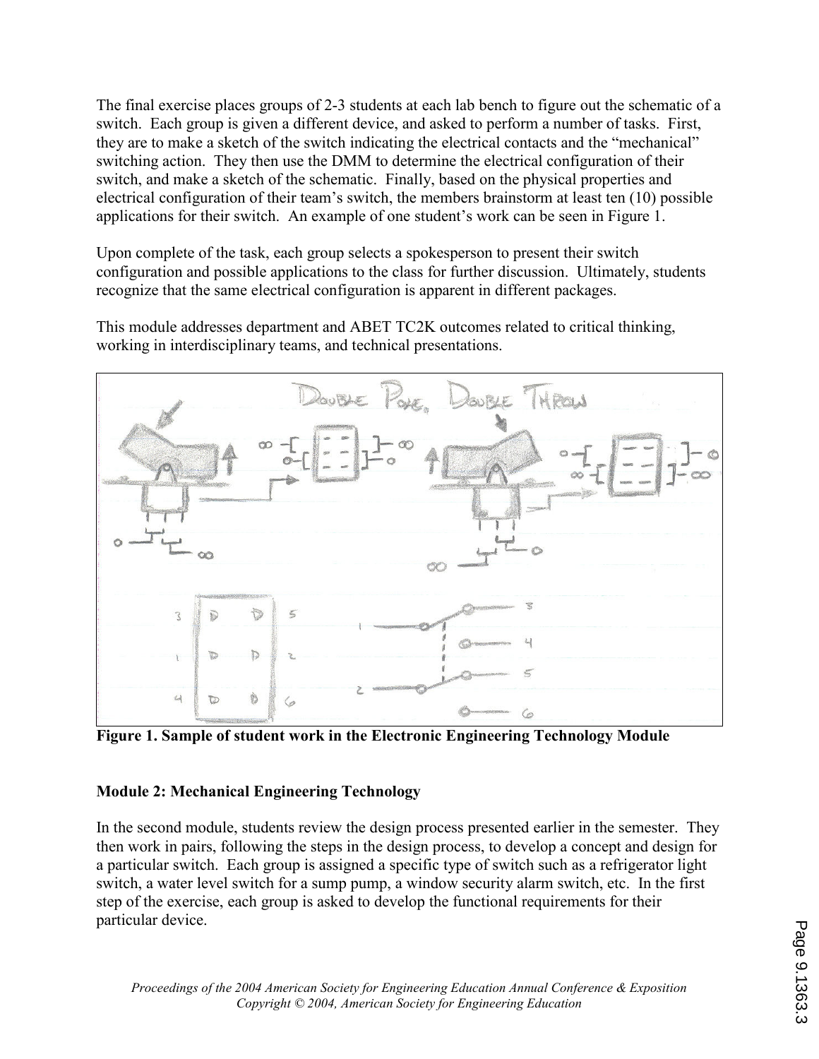The final exercise places groups of 2-3 students at each lab bench to figure out the schematic of a switch. Each group is given a different device, and asked to perform a number of tasks. First, they are to make a sketch of the switch indicating the electrical contacts and the "mechanical" switching action. They then use the DMM to determine the electrical configuration of their switch, and make a sketch of the schematic. Finally, based on the physical properties and electrical configuration of their team's switch, the members brainstorm at least ten (10) possible applications for their switch. An example of one student's work can be seen in Figure 1.

Upon complete of the task, each group selects a spokesperson to present their switch configuration and possible applications to the class for further discussion. Ultimately, students recognize that the same electrical configuration is apparent in different packages.

This module addresses department and ABET TC2K outcomes related to critical thinking, working in interdisciplinary teams, and technical presentations.

**Figure 1. Sample of student work in the Electronic Engineering Technology Module**

## Module 2: Mechanical Engineering Technology

In the second module, students review the design process presented earlier in the semester. They then work in pairs, following the steps in the design process, to develop a concept and design for a particular switch. Each group is assigned a specific type of switch such as a refrigerator light switch, a water level switch for a sump pump, a window security alarm switch, etc. In the first step of the exercise, each group is asked to develop the functional requirements for their particular device.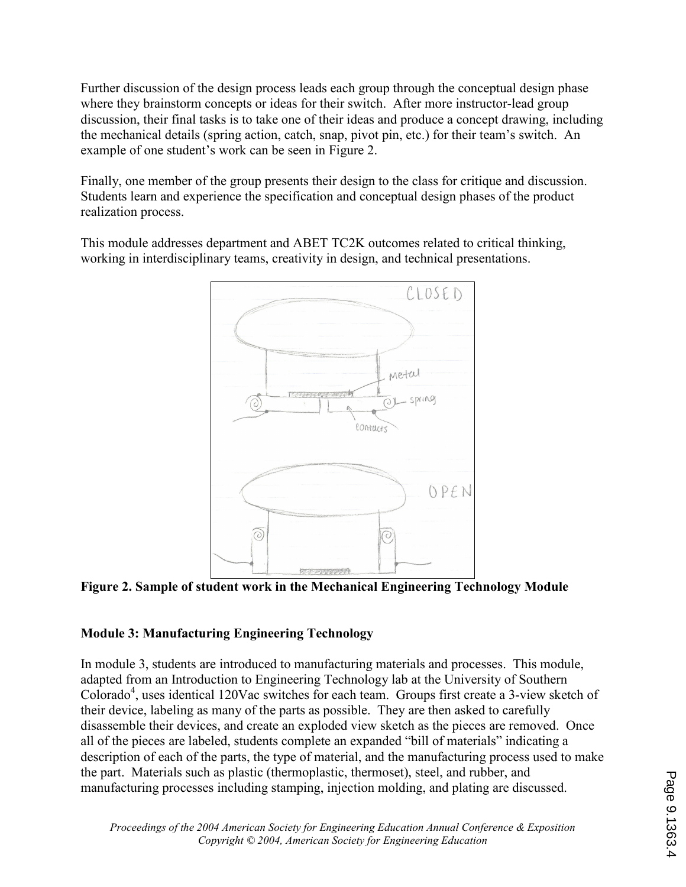Further discussion of the design process leads each group through the conceptual design phase where they brainstorm concepts or ideas for their switch. After more instructor-lead group discussion, their final tasks is to take one of their ideas and produce a concept drawing, including the mechanical details (spring action, catch, snap, pivot pin, etc.) for their team's switch. An example of one student's work can be seen in Figure 2.

Finally, one member of the group presents their design to the class for critique and discussion. Students learn and experience the specification and conceptual design phases of the product realization process.

This module addresses department and ABET TC2K outcomes related to critical thinking, working in interdisciplinary teams, creativity in design, and technical presentations.

**Figure 2. Sample of student work in the Mechanical Engineering Technology Module**

**Module 3: Manufacturing Engineering Technology**

In module 3, students are introduced to manufacturing materials and processes. This module, adapted from an Introduction to Engineering Technology lab at the University of Southern Colorado[4], uses identical 120Vac switches for each team. Groups first create a 3-view sketch of their device, labeling as many of the parts as possible. They are then asked to carefully disassemble their devices, and create an exploded view sketch as the pieces are removed. Once all of the pieces are labeled, students complete an expanded "bill of materials" indicating a description of each of the parts, the type of material, and the manufacturing process used to make the part. Materials such as plastic (thermoplastic, thermoset), steel, and rubber, and manufacturing processes including stamping, injection molding, and plating are discussed.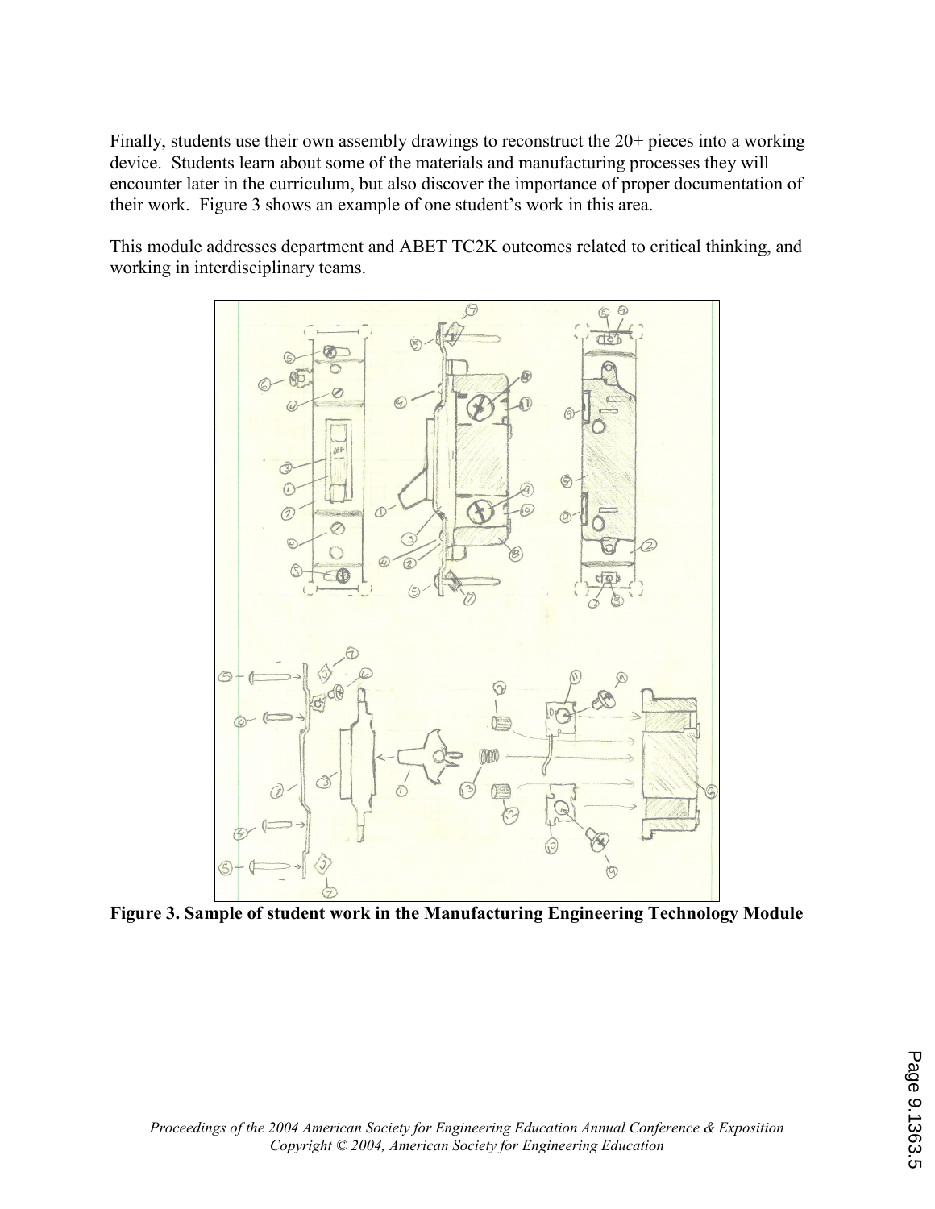Finally, students use their own assembly drawings to reconstruct the 20+ pieces into a working device. Students learn about some of the materials and manufacturing processes they will encounter later in the curriculum, but also discover the importance of proper documentation of their work. Figure 3 shows an example of one student's work in this area.

This module addresses department and ABET TC2K outcomes related to critical thinking, and working in interdisciplinary teams.

**Figure 3. Sample of student work in the Manufacturing Engineering Technology Module**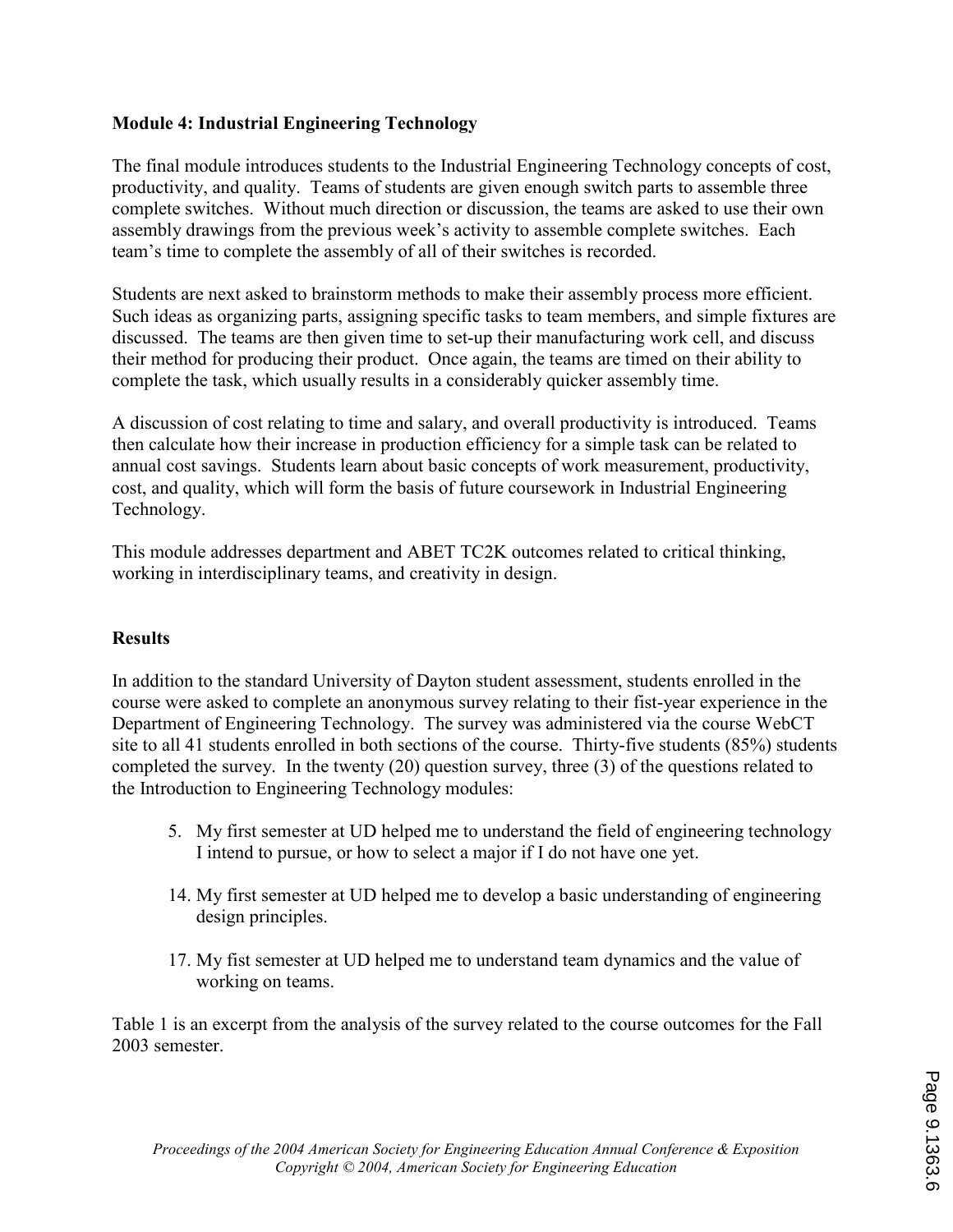**Module 4: Industrial Engineering Technology**

The final module introduces students to the Industrial Engineering Technology concepts of cost, productivity, and quality. Teams of students are given enough switch parts to assemble three complete switches. Without much direction or discussion, the teams are asked to use their own assembly drawings from the previous week's activity to assemble complete switches. Each team's time to complete the assembly of all of their switches is recorded.

Students are next asked to brainstorm methods to make their assembly process more efficient. Such ideas as organizing parts, assigning specific tasks to team members, and simple fixtures are discussed. The teams are then given time to set-up their manufacturing work cell, and discuss their method for producing their product. Once again, the teams are timed on their ability to complete the task, which usually results in a considerably quicker assembly time.

A discussion of cost relating to time and salary, and overall productivity is introduced. Teams then calculate how their increase in production efficiency for a simple task can be related to annual cost savings. Students learn about basic concepts of work measurement, productivity, cost, and quality, which will form the basis of future coursework in Industrial Engineering Technology.

This module addresses department and ABET TC2K outcomes related to critical thinking, working in interdisciplinary teams, and creativity in design.

**Results**

In addition to the standard University of Dayton student assessment, students enrolled in the course were asked to complete an anonymous survey relating to their fist-year experience in the Department of Engineering Technology. The survey was administered via the course WebCT site to all 41 students enrolled in both sections of the course. Thirty-five students (85%) students completed the survey. In the twenty (20) question survey, three (3) of the questions related to the Introduction to Engineering Technology modules:

5. My first semester at UD helped me to understand the field of engineering technology I intend to pursue, or how to select a major if I do not have one yet.

14. My first semester at UD helped me to develop a basic understanding of engineering design principles.

17. My fist semester at UD helped me to understand team dynamics and the value of working on teams.

Table 1 is an excerpt from the analysis of the survey related to the course outcomes for the Fall 2003 semester.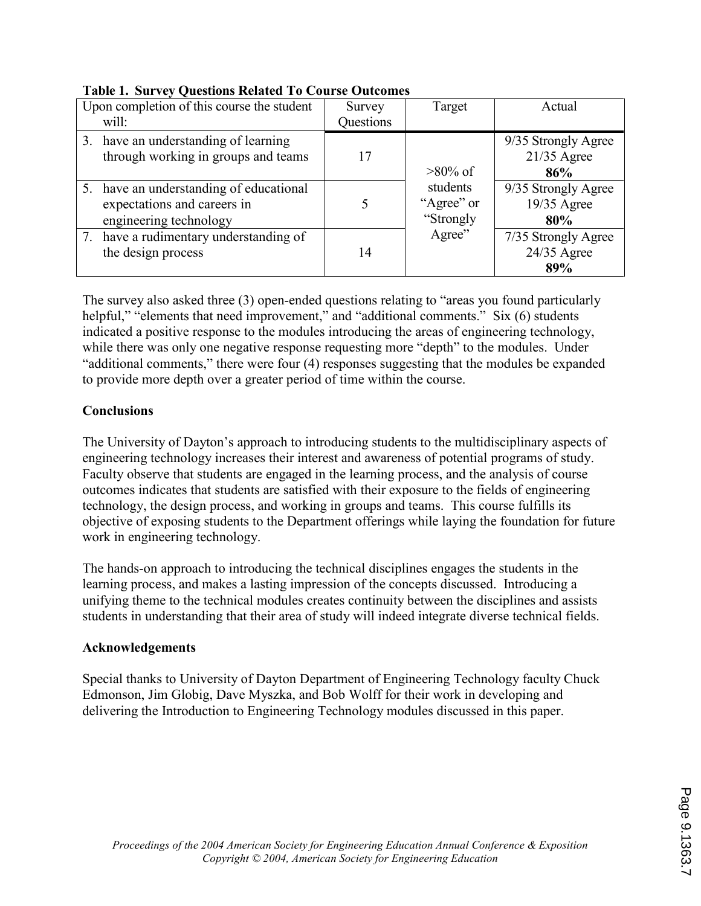**Table 1. Survey Questions Related To Course Outcomes**

| Upon completion of this course the student will: | Survey Questions | Target | Actual |
|---|---|---|---|
| 3. have an understanding of learning through working in groups and teams | 17 | >80% of students "Agree" or "Strongly Agree" | 9/35 Strongly Agree 21/35 Agree **86%** |
| 5. have an understanding of educational expectations and careers in engineering technology | 5 | | 9/35 Strongly Agree 19/35 Agree **80%** |
| 7. have a rudimentary understanding of the design process | 14 | | 7/35 Strongly Agree 24/35 Agree **89%** |

The survey also asked three (3) open-ended questions relating to "areas you found particularly helpful," "elements that need improvement," and "additional comments." Six (6) students indicated a positive response to the modules introducing the areas of engineering technology, while there was only one negative response requesting more "depth" to the modules. Under "additional comments," there were four (4) responses suggesting that the modules be expanded to provide more depth over a greater period of time within the course.

**Conclusions**

The University of Dayton's approach to introducing students to the multidisciplinary aspects of engineering technology increases their interest and awareness of potential programs of study. Faculty observe that students are engaged in the learning process, and the analysis of course outcomes indicates that students are satisfied with their exposure to the fields of engineering technology, the design process, and working in groups and teams. This course fulfills its objective of exposing students to the Department offerings while laying the foundation for future work in engineering technology.

The hands-on approach to introducing the technical disciplines engages the students in the learning process, and makes a lasting impression of the concepts discussed. Introducing a unifying theme to the technical modules creates continuity between the disciplines and assists students in understanding that their area of study will indeed integrate diverse technical fields.

**Acknowledgements**

Special thanks to University of Dayton Department of Engineering Technology faculty Chuck Edmonson, Jim Globig, Dave Myszka, and Bob Wolff for their work in developing and delivering the Introduction to Engineering Technology modules discussed in this paper.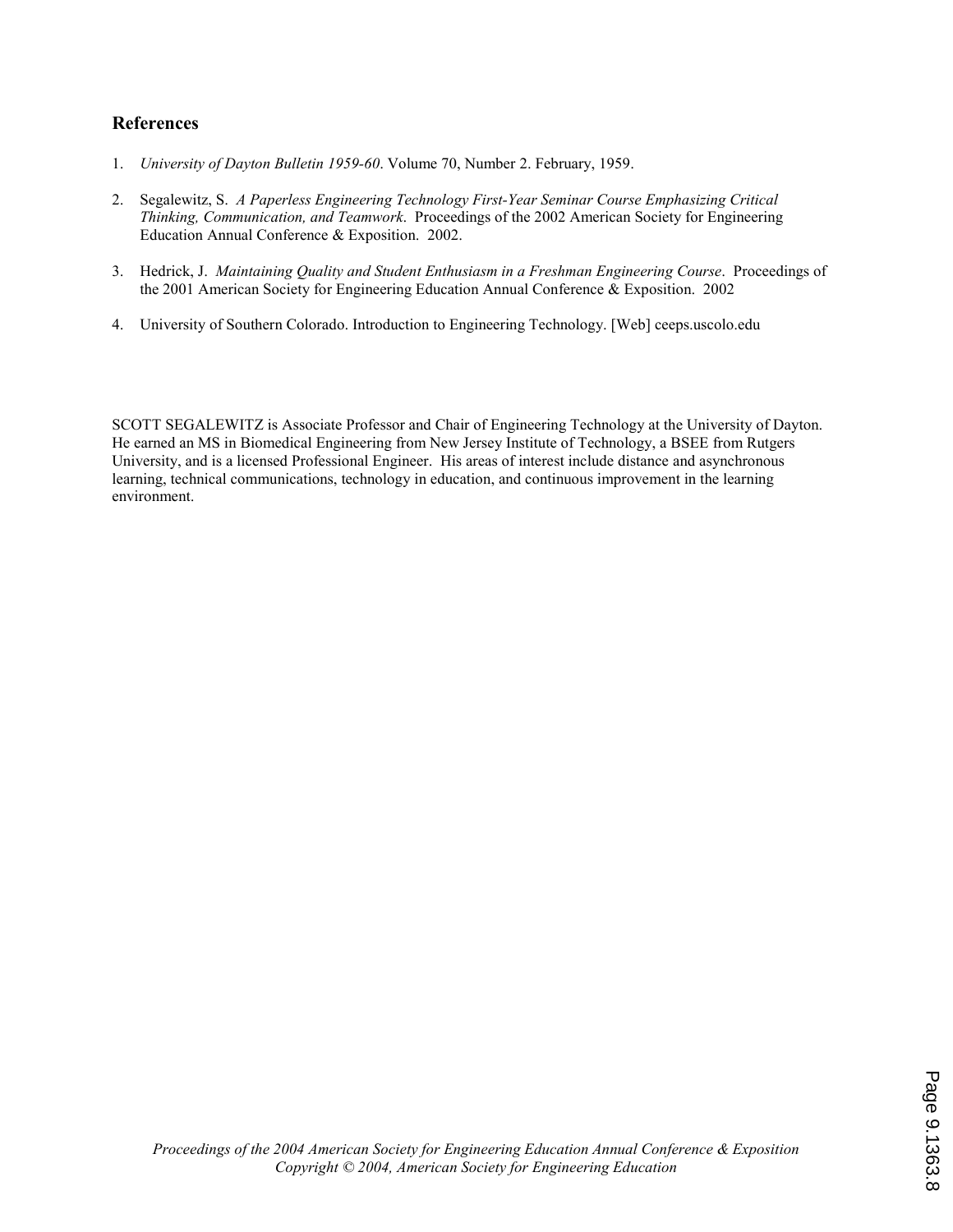## References

1. *University of Dayton Bulletin 1959-60*. Volume 70, Number 2. February, 1959.

2. Segalewitz, S. *A Paperless Engineering Technology First-Year Seminar Course Emphasizing Critical Thinking, Communication, and Teamwork*. Proceedings of the 2002 American Society for Engineering Education Annual Conference & Exposition. 2002.

3. Hedrick, J. *Maintaining Quality and Student Enthusiasm in a Freshman Engineering Course*. Proceedings of the 2001 American Society for Engineering Education Annual Conference & Exposition. 2002

4. University of Southern Colorado. Introduction to Engineering Technology. [Web] ceeps.uscolo.edu

SCOTT SEGALEWITZ is Associate Professor and Chair of Engineering Technology at the University of Dayton. He earned an MS in Biomedical Engineering from New Jersey Institute of Technology, a BSEE from Rutgers University, and is a licensed Professional Engineer. His areas of interest include distance and asynchronous learning, technical communications, technology in education, and continuous improvement in the learning environment.